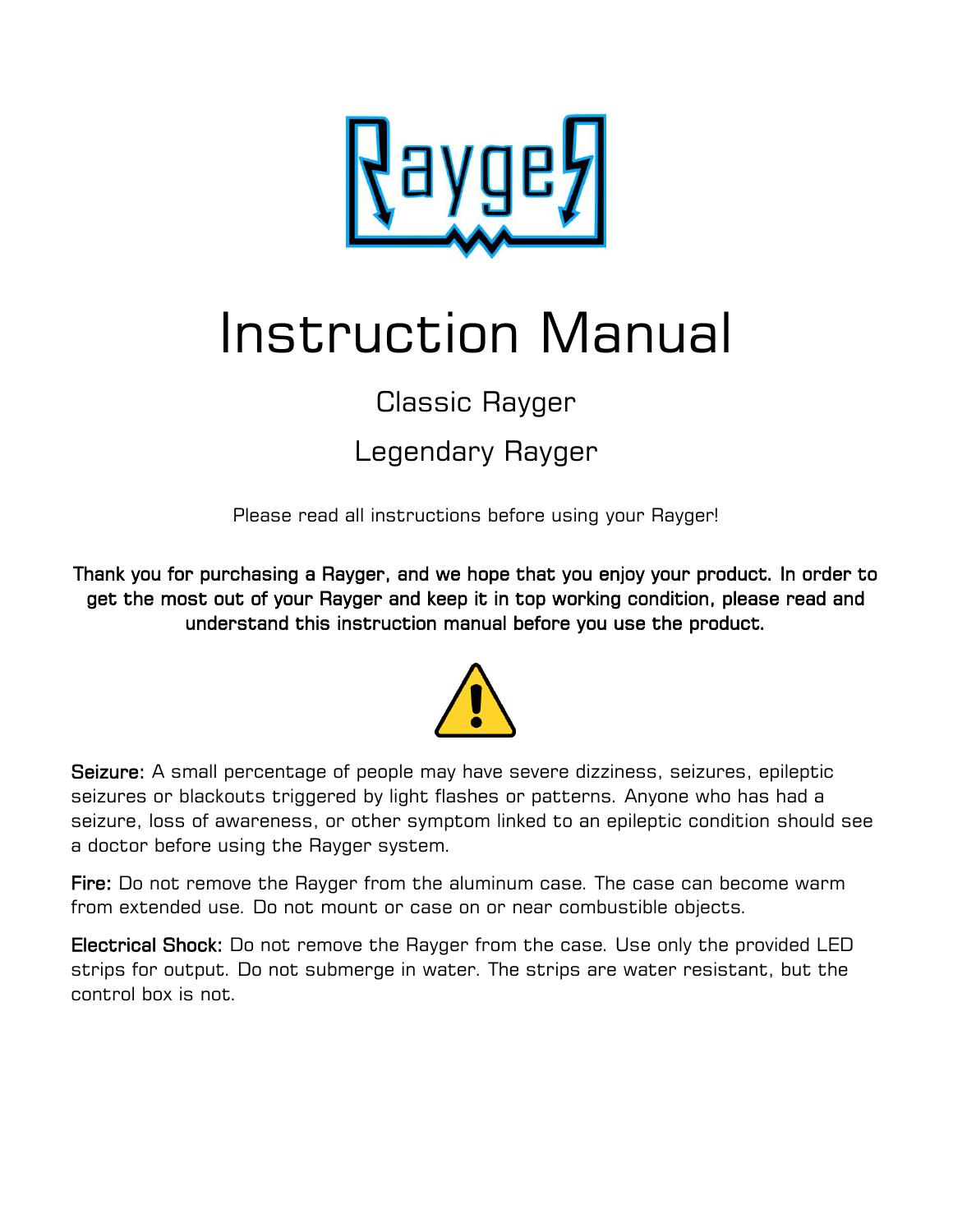# Instruction Manual

## Classic Rayger

## Legendary Rayger

Please read all instructions before using your Rayger!

**Thank you for purchasing a Rayger, and we hope that you enjoy your product. In order to get the most out of your Rayger and keep it in top working condition, please read and understand this instruction manual before you use the product.**

**Seizure:** A small percentage of people may have severe dizziness, seizures, epileptic seizures or blackouts triggered by light flashes or patterns. Anyone who has had a seizure, loss of awareness, or other symptom linked to an epileptic condition should see a doctor before using the Rayger system.

**Fire:** Do not remove the Rayger from the aluminum case. The case can become warm from extended use. Do not mount or case on or near combustible objects.

**Electrical Shock:** Do not remove the Rayger from the case. Use only the provided LED strips for output. Do not submerge in water. The strips are water resistant, but the control box is not.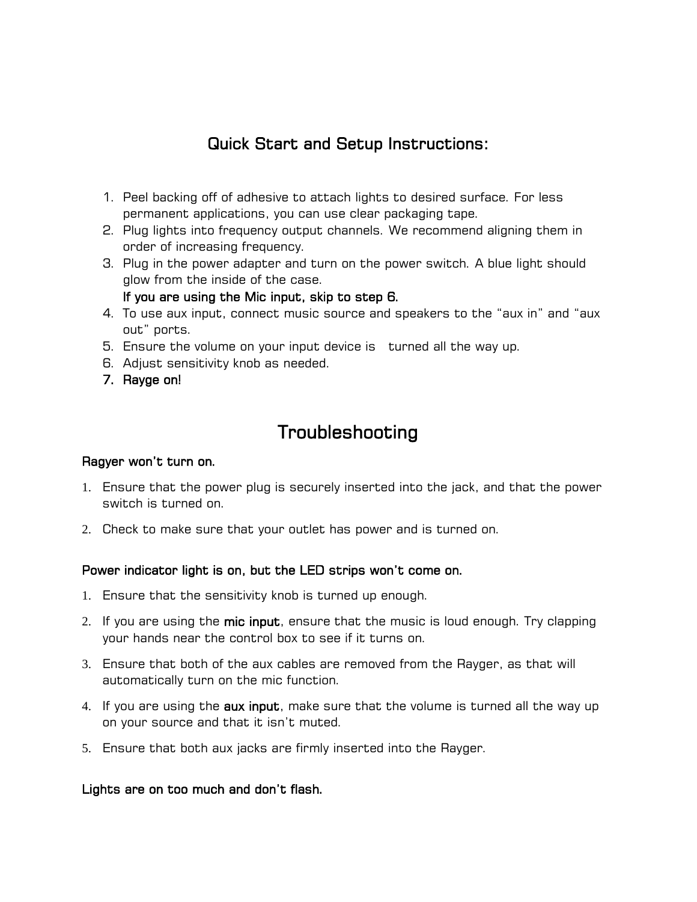## Quick Start and Setup Instructions:

1. Peel backing off of adhesive to attach lights to desired surface. For less permanent applications, you can use clear packaging tape.
2. Plug lights into frequency output channels. We recommend aligning them in order of increasing frequency.
3. Plug in the power adapter and turn on the power switch. A blue light should glow from the inside of the case.
   **If you are using the Mic input, skip to step 6.**
4. To use aux input, connect music source and speakers to the "aux in" and "aux out" ports.
5. Ensure the volume on your input device is turned all the way up.
6. Adjust sensitivity knob as needed.
7. **Rayge on!**

# Troubleshooting

**Ragyer won't turn on.**

1. Ensure that the power plug is securely inserted into the jack, and that the power switch is turned on.
2. Check to make sure that your outlet has power and is turned on.

**Power indicator light is on, but the LED strips won't come on.**

1. Ensure that the sensitivity knob is turned up enough.
2. If you are using the **mic input**, ensure that the music is loud enough. Try clapping your hands near the control box to see if it turns on.
3. Ensure that both of the aux cables are removed from the Rayger, as that will automatically turn on the mic function.
4. If you are using the **aux input**, make sure that the volume is turned all the way up on your source and that it isn't muted.
5. Ensure that both aux jacks are firmly inserted into the Rayger.

**Lights are on too much and don't flash.**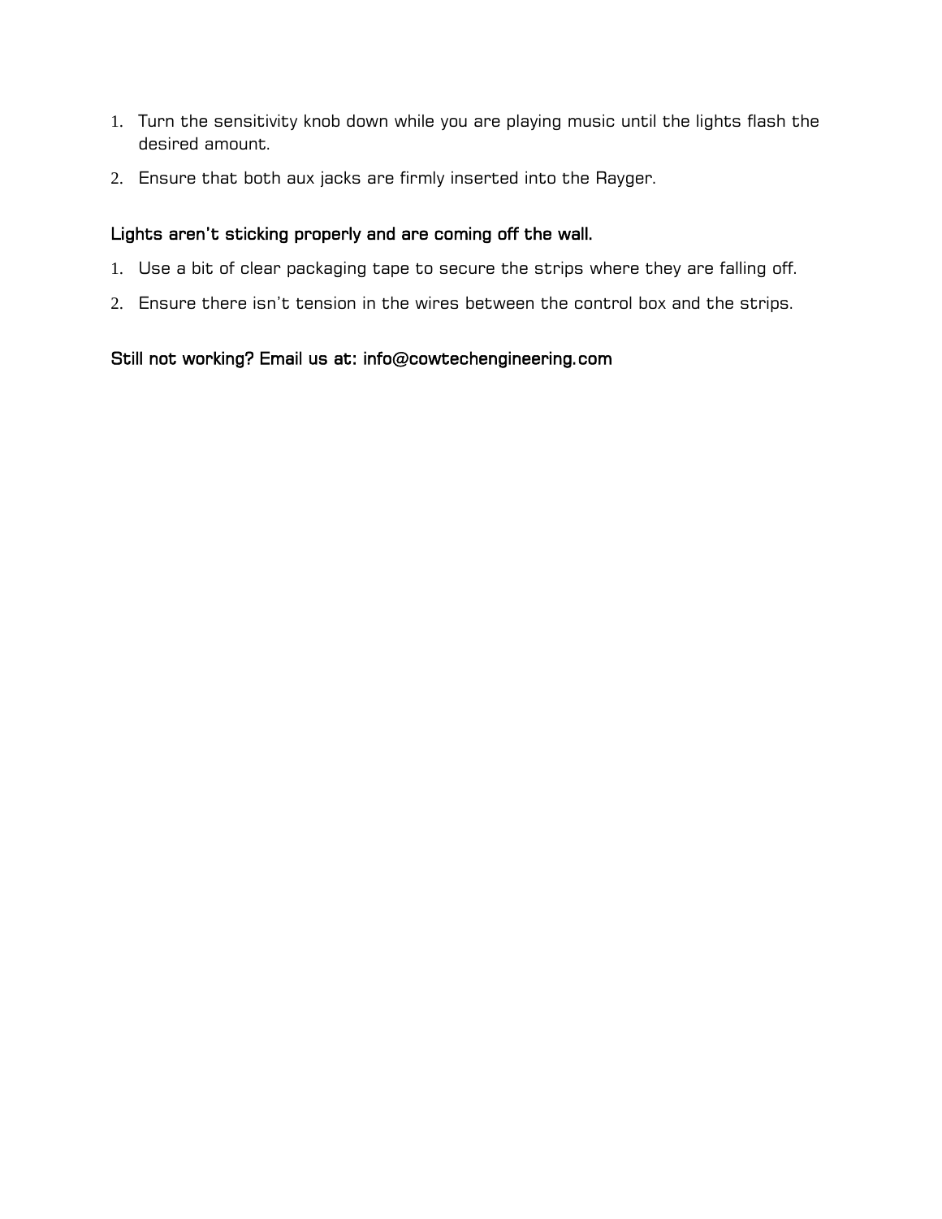1. Turn the sensitivity knob down while you are playing music until the lights flash the desired amount.
2. Ensure that both aux jacks are firmly inserted into the Rayger.

### Lights aren't sticking properly and are coming off the wall.

1. Use a bit of clear packaging tape to secure the strips where they are falling off.
2. Ensure there isn't tension in the wires between the control box and the strips.

### Still not working? Email us at: info@cowtechengineering.com